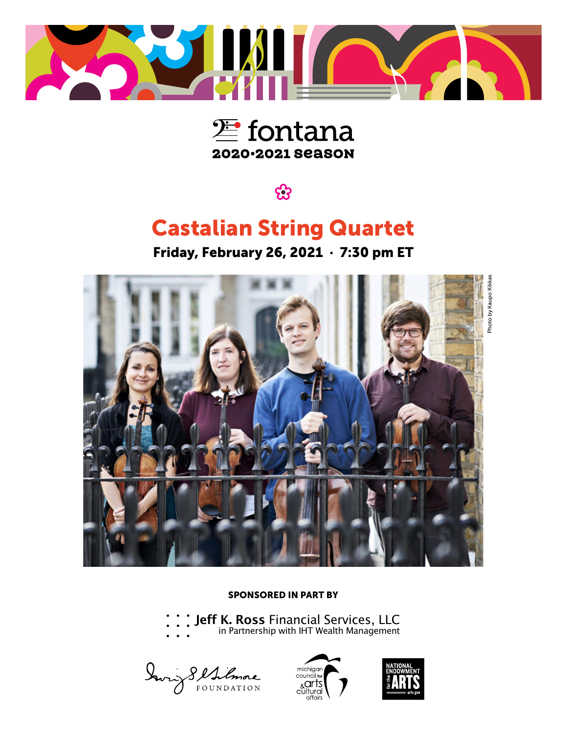fontana

2020•2021 season

# Castalian String Quartet

**Friday, February 26, 2021 · 7:30 pm ET**

Photo by Kaupo Kikkas

**SPONSORED IN PART BY**

Jeff K. Ross Financial Services, LLC
in Partnership with IHT Wealth Management

Irving S. Gilmore Foundation

michigan council for arts & cultural affairs

National Endowment for the Arts
arts.gov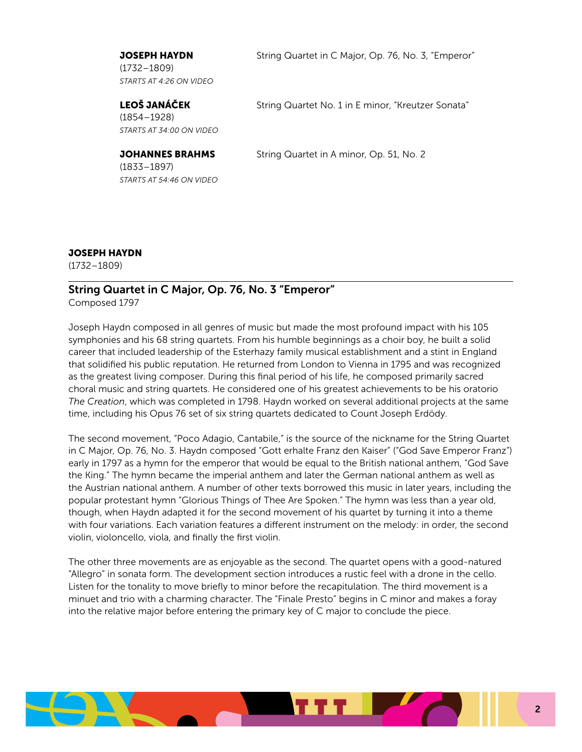**JOSEPH HAYDN**
(1732–1809)
*STARTS AT 4:26 ON VIDEO*

String Quartet in C Major, Op. 76, No. 3, "Emperor"

**LEOŠ JANÁČEK**
(1854–1928)
*STARTS AT 34:00 ON VIDEO*

String Quartet No. 1 in E minor, "Kreutzer Sonata"

**JOHANNES BRAHMS**
(1833–1897)
*STARTS AT 54:46 ON VIDEO*

String Quartet in A minor, Op. 51, No. 2

**JOSEPH HAYDN**
(1732–1809)

## String Quartet in C Major, Op. 76, No. 3 "Emperor"

Composed 1797

Joseph Haydn composed in all genres of music but made the most profound impact with his 105 symphonies and his 68 string quartets. From his humble beginnings as a choir boy, he built a solid career that included leadership of the Esterhazy family musical establishment and a stint in England that solidified his public reputation. He returned from London to Vienna in 1795 and was recognized as the greatest living composer. During this final period of his life, he composed primarily sacred choral music and string quartets. He considered one of his greatest achievements to be his oratorio *The Creation*, which was completed in 1798. Haydn worked on several additional projects at the same time, including his Opus 76 set of six string quartets dedicated to Count Joseph Erdödy.

The second movement, "Poco Adagio, Cantabile," is the source of the nickname for the String Quartet in C Major, Op. 76, No. 3. Haydn composed "Gott erhalte Franz den Kaiser" ("God Save Emperor Franz") early in 1797 as a hymn for the emperor that would be equal to the British national anthem, "God Save the King." The hymn became the imperial anthem and later the German national anthem as well as the Austrian national anthem. A number of other texts borrowed this music in later years, including the popular protestant hymn "Glorious Things of Thee Are Spoken." The hymn was less than a year old, though, when Haydn adapted it for the second movement of his quartet by turning it into a theme with four variations. Each variation features a different instrument on the melody: in order, the second violin, violoncello, viola, and finally the first violin.

The other three movements are as enjoyable as the second. The quartet opens with a good-natured "Allegro" in sonata form. The development section introduces a rustic feel with a drone in the cello. Listen for the tonality to move briefly to minor before the recapitulation. The third movement is a minuet and trio with a charming character. The "Finale Presto" begins in C minor and makes a foray into the relative major before entering the primary key of C major to conclude the piece.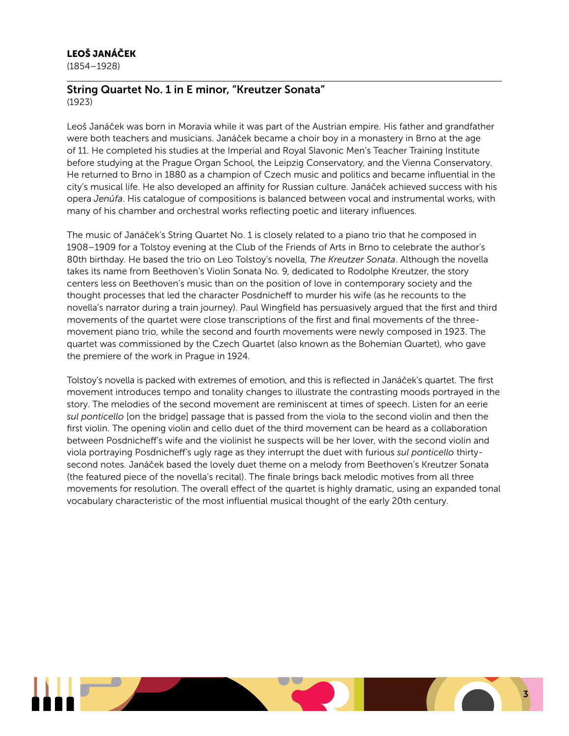## LEOŠ JANÁČEK

(1854–1928)

### String Quartet No. 1 in E minor, "Kreutzer Sonata"

(1923)

Leoš Janáček was born in Moravia while it was part of the Austrian empire. His father and grandfather were both teachers and musicians. Janáček became a choir boy in a monastery in Brno at the age of 11. He completed his studies at the Imperial and Royal Slavonic Men's Teacher Training Institute before studying at the Prague Organ School, the Leipzig Conservatory, and the Vienna Conservatory. He returned to Brno in 1880 as a champion of Czech music and politics and became influential in the city's musical life. He also developed an affinity for Russian culture. Janáček achieved success with his opera *Jenůfa*. His catalogue of compositions is balanced between vocal and instrumental works, with many of his chamber and orchestral works reflecting poetic and literary influences.

The music of Janáček's String Quartet No. 1 is closely related to a piano trio that he composed in 1908–1909 for a Tolstoy evening at the Club of the Friends of Arts in Brno to celebrate the author's 80th birthday. He based the trio on Leo Tolstoy's novella, *The Kreutzer Sonata*. Although the novella takes its name from Beethoven's Violin Sonata No. 9, dedicated to Rodolphe Kreutzer, the story centers less on Beethoven's music than on the position of love in contemporary society and the thought processes that led the character Posdnicheff to murder his wife (as he recounts to the novella's narrator during a train journey). Paul Wingfield has persuasively argued that the first and third movements of the quartet were close transcriptions of the first and final movements of the three-movement piano trio, while the second and fourth movements were newly composed in 1923. The quartet was commissioned by the Czech Quartet (also known as the Bohemian Quartet), who gave the premiere of the work in Prague in 1924.

Tolstoy's novella is packed with extremes of emotion, and this is reflected in Janáček's quartet. The first movement introduces tempo and tonality changes to illustrate the contrasting moods portrayed in the story. The melodies of the second movement are reminiscent at times of speech. Listen for an eerie *sul ponticello* [on the bridge] passage that is passed from the viola to the second violin and then the first violin. The opening violin and cello duet of the third movement can be heard as a collaboration between Posdnicheff's wife and the violinist he suspects will be her lover, with the second violin and viola portraying Posdnicheff's ugly rage as they interrupt the duet with furious *sul ponticello* thirty-second notes. Janáček based the lovely duet theme on a melody from Beethoven's Kreutzer Sonata (the featured piece of the novella's recital). The finale brings back melodic motives from all three movements for resolution. The overall effect of the quartet is highly dramatic, using an expanded tonal vocabulary characteristic of the most influential musical thought of the early 20th century.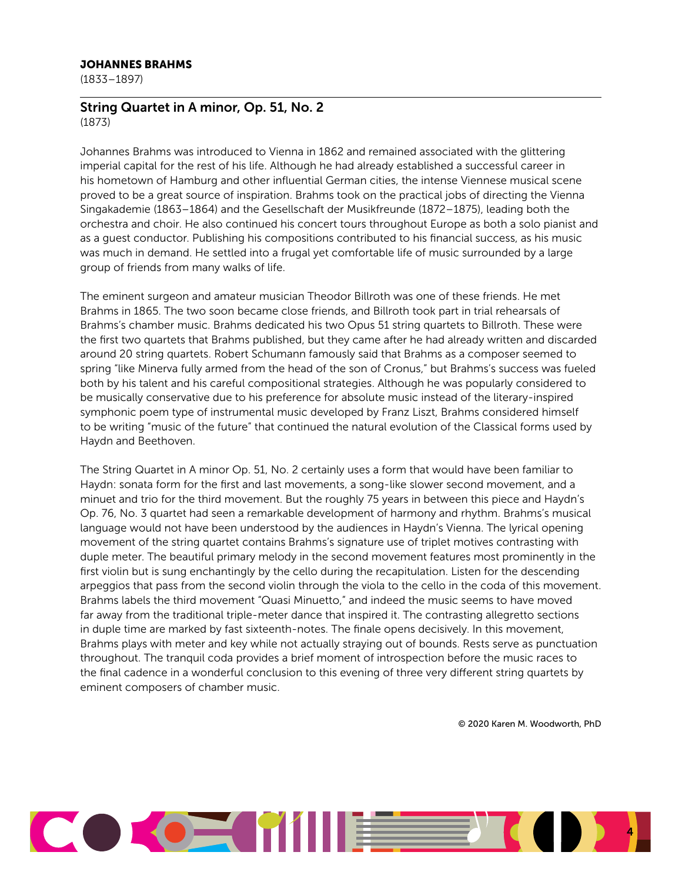**JOHANNES BRAHMS**
(1833–1897)

## String Quartet in A minor, Op. 51, No. 2
(1873)

Johannes Brahms was introduced to Vienna in 1862 and remained associated with the glittering imperial capital for the rest of his life. Although he had already established a successful career in his hometown of Hamburg and other influential German cities, the intense Viennese musical scene proved to be a great source of inspiration. Brahms took on the practical jobs of directing the Vienna Singakademie (1863–1864) and the Gesellschaft der Musikfreunde (1872–1875), leading both the orchestra and choir. He also continued his concert tours throughout Europe as both a solo pianist and as a guest conductor. Publishing his compositions contributed to his financial success, as his music was much in demand. He settled into a frugal yet comfortable life of music surrounded by a large group of friends from many walks of life.

The eminent surgeon and amateur musician Theodor Billroth was one of these friends. He met Brahms in 1865. The two soon became close friends, and Billroth took part in trial rehearsals of Brahms's chamber music. Brahms dedicated his two Opus 51 string quartets to Billroth. These were the first two quartets that Brahms published, but they came after he had already written and discarded around 20 string quartets. Robert Schumann famously said that Brahms as a composer seemed to spring "like Minerva fully armed from the head of the son of Cronus," but Brahms's success was fueled both by his talent and his careful compositional strategies. Although he was popularly considered to be musically conservative due to his preference for absolute music instead of the literary-inspired symphonic poem type of instrumental music developed by Franz Liszt, Brahms considered himself to be writing "music of the future" that continued the natural evolution of the Classical forms used by Haydn and Beethoven.

The String Quartet in A minor Op. 51, No. 2 certainly uses a form that would have been familiar to Haydn: sonata form for the first and last movements, a song-like slower second movement, and a minuet and trio for the third movement. But the roughly 75 years in between this piece and Haydn's Op. 76, No. 3 quartet had seen a remarkable development of harmony and rhythm. Brahms's musical language would not have been understood by the audiences in Haydn's Vienna. The lyrical opening movement of the string quartet contains Brahms's signature use of triplet motives contrasting with duple meter. The beautiful primary melody in the second movement features most prominently in the first violin but is sung enchantingly by the cello during the recapitulation. Listen for the descending arpeggios that pass from the second violin through the viola to the cello in the coda of this movement. Brahms labels the third movement "Quasi Minuetto," and indeed the music seems to have moved far away from the traditional triple-meter dance that inspired it. The contrasting allegretto sections in duple time are marked by fast sixteenth-notes. The finale opens decisively. In this movement, Brahms plays with meter and key while not actually straying out of bounds. Rests serve as punctuation throughout. The tranquil coda provides a brief moment of introspection before the music races to the final cadence in a wonderful conclusion to this evening of three very different string quartets by eminent composers of chamber music.

© 2020 Karen M. Woodworth, PhD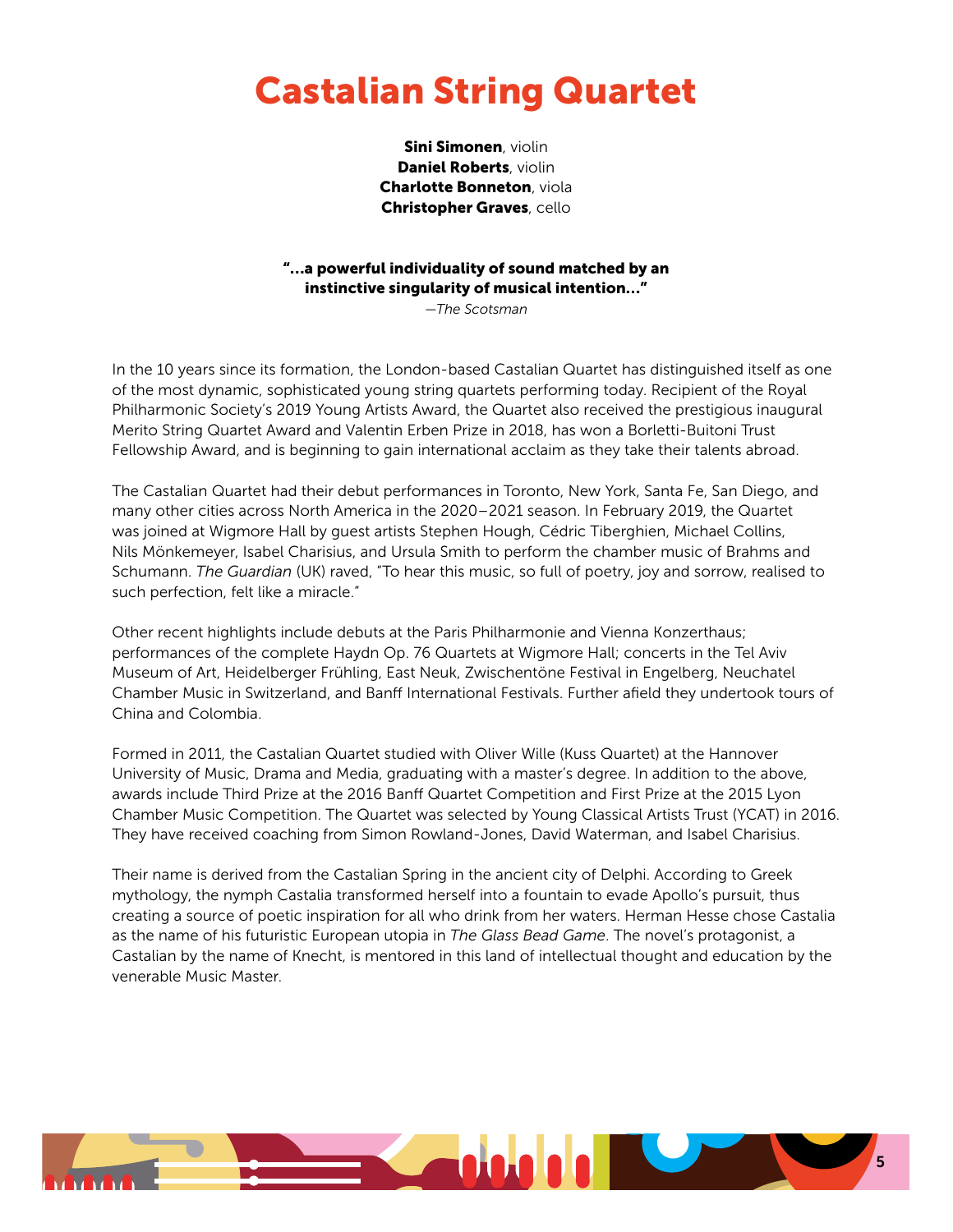# Castalian String Quartet

**Sini Simonen**, violin
**Daniel Roberts**, violin
**Charlotte Bonneton**, viola
**Christopher Graves**, cello

**"...a powerful individuality of sound matched by an instinctive singularity of musical intention..."**
*—The Scotsman*

In the 10 years since its formation, the London-based Castalian Quartet has distinguished itself as one of the most dynamic, sophisticated young string quartets performing today. Recipient of the Royal Philharmonic Society's 2019 Young Artists Award, the Quartet also received the prestigious inaugural Merito String Quartet Award and Valentin Erben Prize in 2018, has won a Borletti-Buitoni Trust Fellowship Award, and is beginning to gain international acclaim as they take their talents abroad.

The Castalian Quartet had their debut performances in Toronto, New York, Santa Fe, San Diego, and many other cities across North America in the 2020–2021 season. In February 2019, the Quartet was joined at Wigmore Hall by guest artists Stephen Hough, Cédric Tiberghien, Michael Collins, Nils Mönkemeyer, Isabel Charisius, and Ursula Smith to perform the chamber music of Brahms and Schumann. *The Guardian* (UK) raved, "To hear this music, so full of poetry, joy and sorrow, realised to such perfection, felt like a miracle."

Other recent highlights include debuts at the Paris Philharmonie and Vienna Konzerthaus; performances of the complete Haydn Op. 76 Quartets at Wigmore Hall; concerts in the Tel Aviv Museum of Art, Heidelberger Frühling, East Neuk, Zwischentöne Festival in Engelberg, Neuchatel Chamber Music in Switzerland, and Banff International Festivals. Further afield they undertook tours of China and Colombia.

Formed in 2011, the Castalian Quartet studied with Oliver Wille (Kuss Quartet) at the Hannover University of Music, Drama and Media, graduating with a master's degree. In addition to the above, awards include Third Prize at the 2016 Banff Quartet Competition and First Prize at the 2015 Lyon Chamber Music Competition. The Quartet was selected by Young Classical Artists Trust (YCAT) in 2016. They have received coaching from Simon Rowland-Jones, David Waterman, and Isabel Charisius.

Their name is derived from the Castalian Spring in the ancient city of Delphi. According to Greek mythology, the nymph Castalia transformed herself into a fountain to evade Apollo's pursuit, thus creating a source of poetic inspiration for all who drink from her waters. Herman Hesse chose Castalia as the name of his futuristic European utopia in *The Glass Bead Game*. The novel's protagonist, a Castalian by the name of Knecht, is mentored in this land of intellectual thought and education by the venerable Music Master.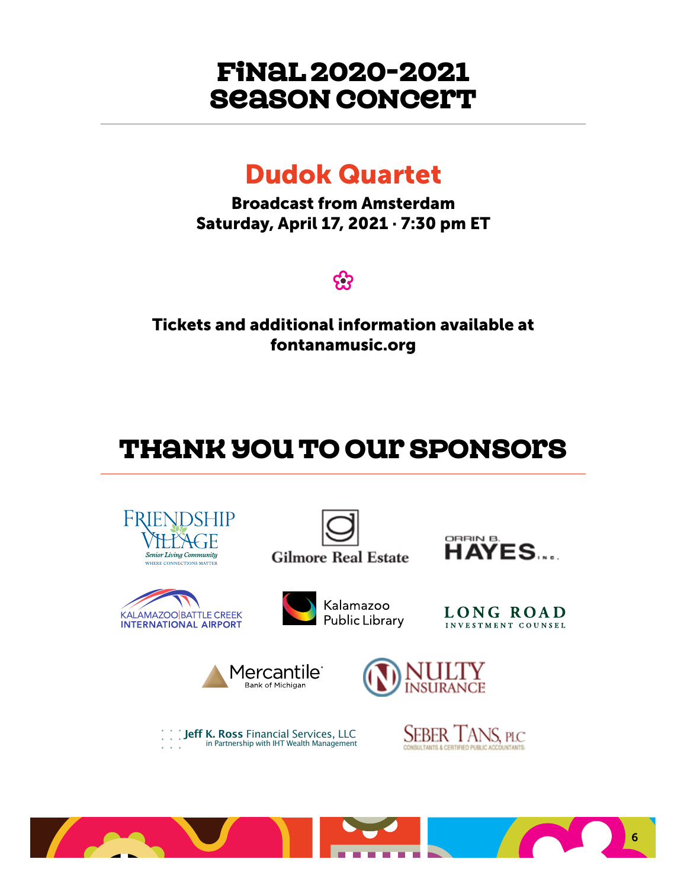# FINAL 2020-2021 SEASON CONCERT

## Dudok Quartet

**Broadcast from Amsterdam**
**Saturday, April 17, 2021 · 7:30 pm ET**

**Tickets and additional information available at fontanamusic.org**

# THANK YOU TO OUR SPONSORS

Friendship Village
*Senior Living Community*
WHERE CONNECTIONS MATTER

Gilmore Real Estate

Orrin B. Hayes, Inc.

Kalamazoo | Battle Creek International Airport

Kalamazoo Public Library

Long Road Investment Counsel

Mercantile Bank of Michigan

Nulty Insurance

Jeff K. Ross Financial Services, LLC
in Partnership with IHT Wealth Management

Seber Tans, PLC
Consultants & Certified Public Accountants